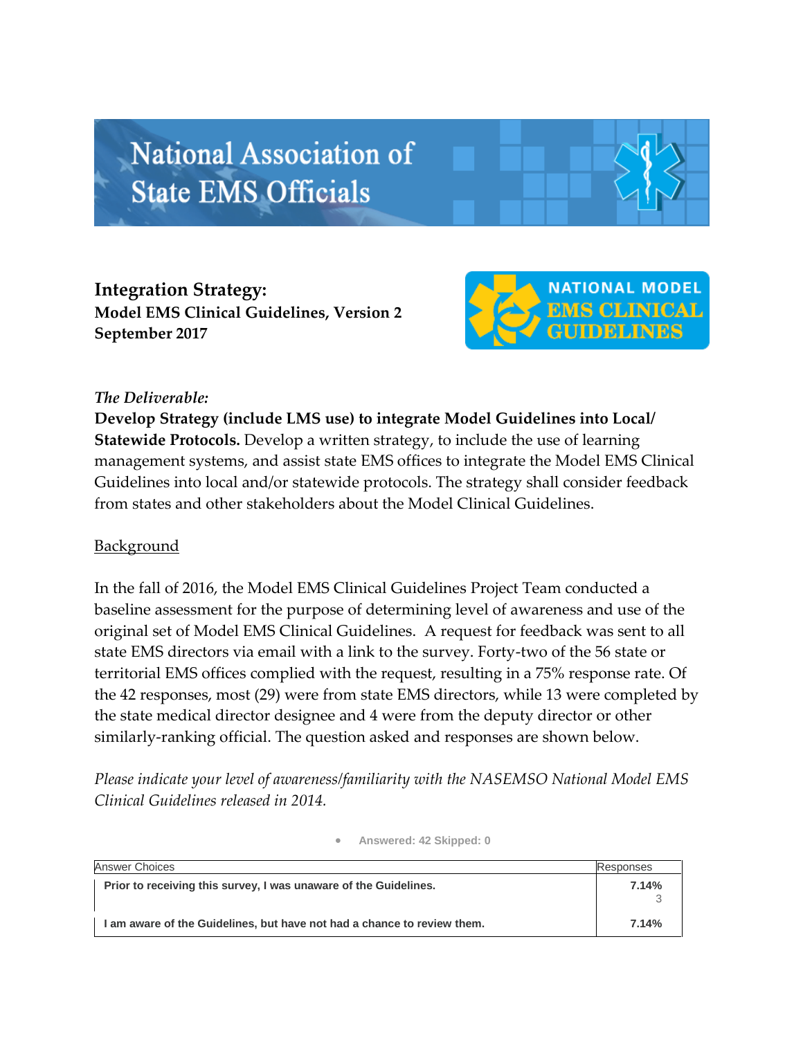# National Association of State EMS Officials

## Integration Strategy:

**Model EMS Clinical Guidelines, Version 2**
**September 2017**

NATIONAL MODEL EMS CLINICAL GUIDELINES

*The Deliverable:*

**Develop Strategy (include LMS use) to integrate Model Guidelines into Local/ Statewide Protocols.** Develop a written strategy, to include the use of learning management systems, and assist state EMS offices to integrate the Model EMS Clinical Guidelines into local and/or statewide protocols. The strategy shall consider feedback from states and other stakeholders about the Model Clinical Guidelines.

<u>Background</u>

In the fall of 2016, the Model EMS Clinical Guidelines Project Team conducted a baseline assessment for the purpose of determining level of awareness and use of the original set of Model EMS Clinical Guidelines. A request for feedback was sent to all state EMS directors via email with a link to the survey. Forty-two of the 56 state or territorial EMS offices complied with the request, resulting in a 75% response rate. Of the 42 responses, most (29) were from state EMS directors, while 13 were completed by the state medical director designee and 4 were from the deputy director or other similarly-ranking official. The question asked and responses are shown below.

*Please indicate your level of awareness/familiarity with the NASEMSO National Model EMS Clinical Guidelines released in 2014.*

- Answered: 42 Skipped: 0

| Answer Choices | Responses |
|---|---|
| **Prior to receiving this survey, I was unaware of the Guidelines.** | **7.14%** 3 |
| **I am aware of the Guidelines, but have not had a chance to review them.** | **7.14%** |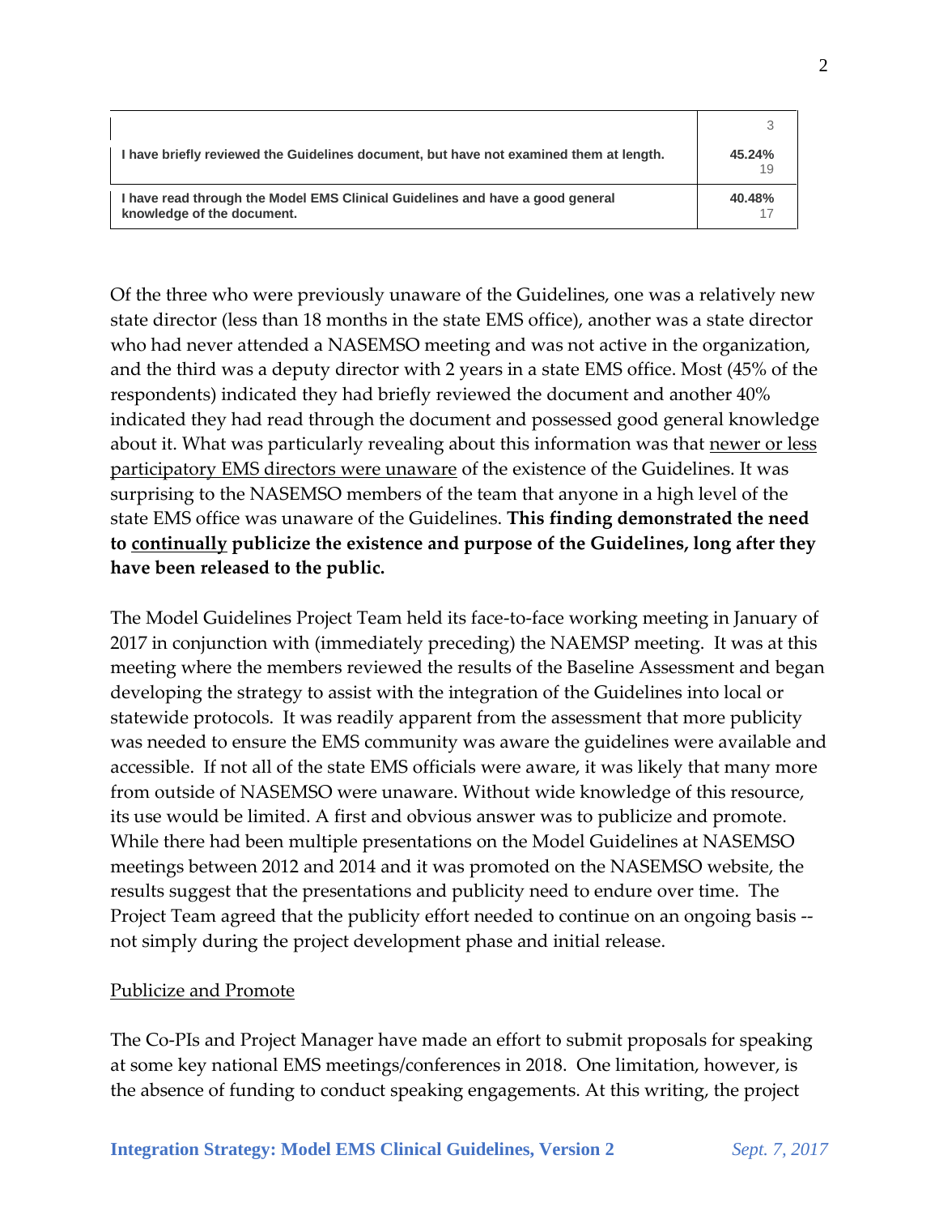| | |
|---|---|
| | 3 |
| **I have briefly reviewed the Guidelines document, but have not examined them at length.** | **45.24%** 19 |
| **I have read through the Model EMS Clinical Guidelines and have a good general knowledge of the document.** | **40.48%** 17 |

Of the three who were previously unaware of the Guidelines, one was a relatively new state director (less than 18 months in the state EMS office), another was a state director who had never attended a NASEMSO meeting and was not active in the organization, and the third was a deputy director with 2 years in a state EMS office. Most (45% of the respondents) indicated they had briefly reviewed the document and another 40% indicated they had read through the document and possessed good general knowledge about it. What was particularly revealing about this information was that <u>newer or less participatory EMS directors were unaware</u> of the existence of the Guidelines. It was surprising to the NASEMSO members of the team that anyone in a high level of the state EMS office was unaware of the Guidelines. **This finding demonstrated the need to <u>continually</u> publicize the existence and purpose of the Guidelines, long after they have been released to the public.**

The Model Guidelines Project Team held its face-to-face working meeting in January of 2017 in conjunction with (immediately preceding) the NAEMSP meeting. It was at this meeting where the members reviewed the results of the Baseline Assessment and began developing the strategy to assist with the integration of the Guidelines into local or statewide protocols. It was readily apparent from the assessment that more publicity was needed to ensure the EMS community was aware the guidelines were available and accessible. If not all of the state EMS officials were aware, it was likely that many more from outside of NASEMSO were unaware. Without wide knowledge of this resource, its use would be limited. A first and obvious answer was to publicize and promote. While there had been multiple presentations on the Model Guidelines at NASEMSO meetings between 2012 and 2014 and it was promoted on the NASEMSO website, the results suggest that the presentations and publicity need to endure over time. The Project Team agreed that the publicity effort needed to continue on an ongoing basis -- not simply during the project development phase and initial release.

<u>Publicize and Promote</u>

The Co-PIs and Project Manager have made an effort to submit proposals for speaking at some key national EMS meetings/conferences in 2018. One limitation, however, is the absence of funding to conduct speaking engagements. At this writing, the project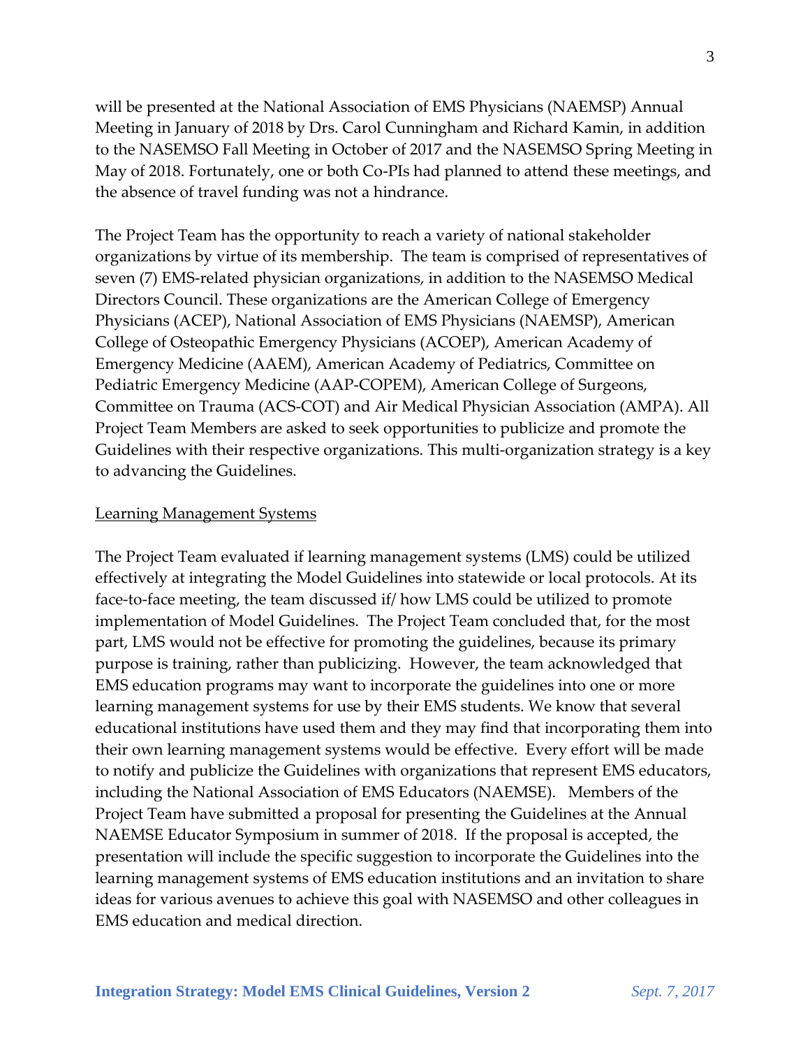will be presented at the National Association of EMS Physicians (NAEMSP) Annual Meeting in January of 2018 by Drs. Carol Cunningham and Richard Kamin, in addition to the NASEMSO Fall Meeting in October of 2017 and the NASEMSO Spring Meeting in May of 2018. Fortunately, one or both Co-PIs had planned to attend these meetings, and the absence of travel funding was not a hindrance.

The Project Team has the opportunity to reach a variety of national stakeholder organizations by virtue of its membership. The team is comprised of representatives of seven (7) EMS-related physician organizations, in addition to the NASEMSO Medical Directors Council. These organizations are the American College of Emergency Physicians (ACEP), National Association of EMS Physicians (NAEMSP), American College of Osteopathic Emergency Physicians (ACOEP), American Academy of Emergency Medicine (AAEM), American Academy of Pediatrics, Committee on Pediatric Emergency Medicine (AAP-COPEM), American College of Surgeons, Committee on Trauma (ACS-COT) and Air Medical Physician Association (AMPA). All Project Team Members are asked to seek opportunities to publicize and promote the Guidelines with their respective organizations. This multi-organization strategy is a key to advancing the Guidelines.

<u>Learning Management Systems</u>

The Project Team evaluated if learning management systems (LMS) could be utilized effectively at integrating the Model Guidelines into statewide or local protocols. At its face-to-face meeting, the team discussed if/ how LMS could be utilized to promote implementation of Model Guidelines. The Project Team concluded that, for the most part, LMS would not be effective for promoting the guidelines, because its primary purpose is training, rather than publicizing. However, the team acknowledged that EMS education programs may want to incorporate the guidelines into one or more learning management systems for use by their EMS students. We know that several educational institutions have used them and they may find that incorporating them into their own learning management systems would be effective. Every effort will be made to notify and publicize the Guidelines with organizations that represent EMS educators, including the National Association of EMS Educators (NAEMSE). Members of the Project Team have submitted a proposal for presenting the Guidelines at the Annual NAEMSE Educator Symposium in summer of 2018. If the proposal is accepted, the presentation will include the specific suggestion to incorporate the Guidelines into the learning management systems of EMS education institutions and an invitation to share ideas for various avenues to achieve this goal with NASEMSO and other colleagues in EMS education and medical direction.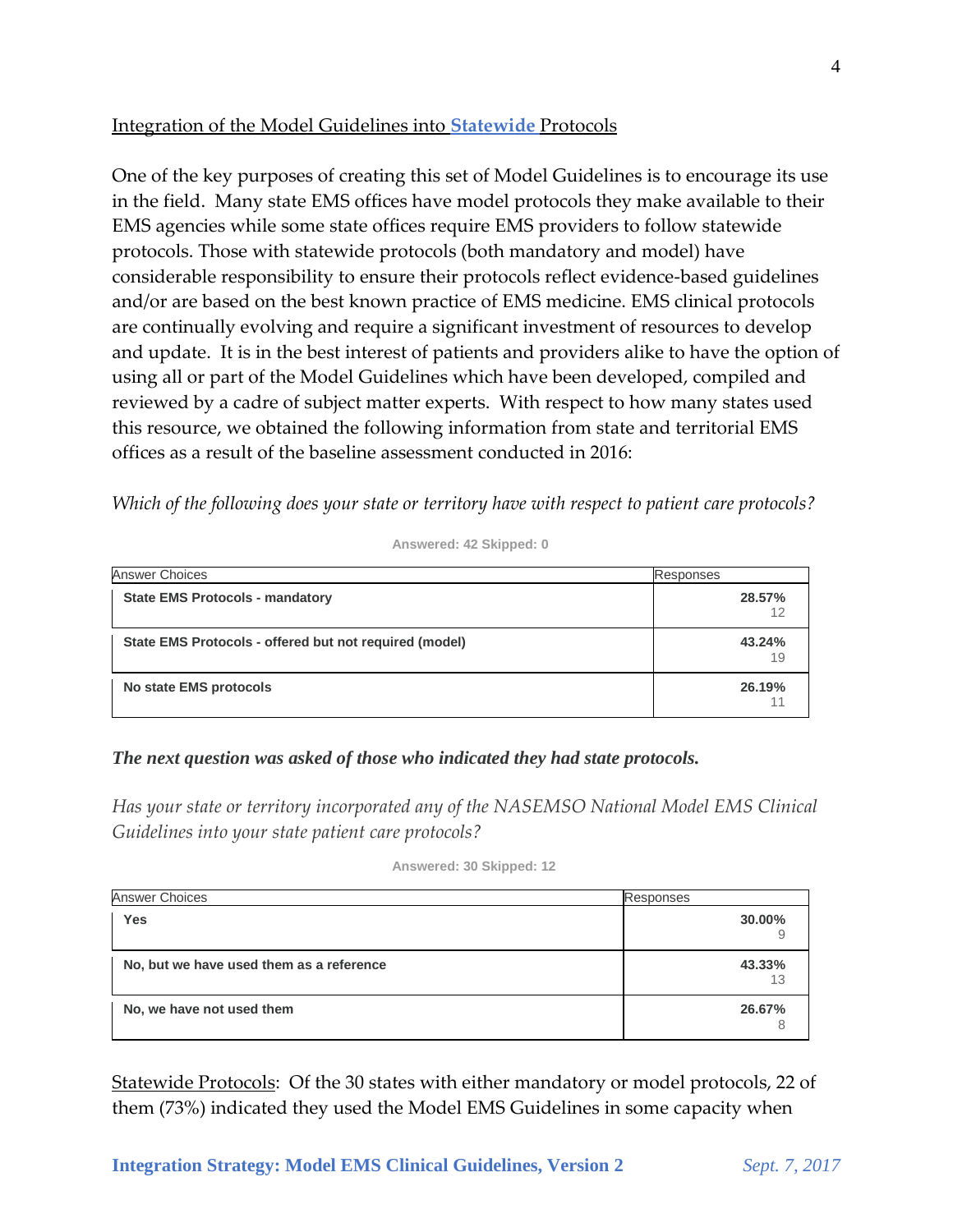## Integration of the Model Guidelines into **Statewide** Protocols

One of the key purposes of creating this set of Model Guidelines is to encourage its use in the field. Many state EMS offices have model protocols they make available to their EMS agencies while some state offices require EMS providers to follow statewide protocols. Those with statewide protocols (both mandatory and model) have considerable responsibility to ensure their protocols reflect evidence-based guidelines and/or are based on the best known practice of EMS medicine. EMS clinical protocols are continually evolving and require a significant investment of resources to develop and update. It is in the best interest of patients and providers alike to have the option of using all or part of the Model Guidelines which have been developed, compiled and reviewed by a cadre of subject matter experts. With respect to how many states used this resource, we obtained the following information from state and territorial EMS offices as a result of the baseline assessment conducted in 2016:

*Which of the following does your state or territory have with respect to patient care protocols?*

**Answered: 42 Skipped: 0**

| Answer Choices | Responses |
|---|---|
| **State EMS Protocols - mandatory** | **28.57%** 12 |
| **State EMS Protocols - offered but not required (model)** | **43.24%** 19 |
| **No state EMS protocols** | **26.19%** 11 |

***The next question was asked of those who indicated they had state protocols.***

*Has your state or territory incorporated any of the NASEMSO National Model EMS Clinical Guidelines into your state patient care protocols?*

**Answered: 30 Skipped: 12**

| Answer Choices | Responses |
|---|---|
| **Yes** | **30.00%** 9 |
| **No, but we have used them as a reference** | **43.33%** 13 |
| **No, we have not used them** | **26.67%** 8 |

Statewide Protocols: Of the 30 states with either mandatory or model protocols, 22 of them (73%) indicated they used the Model EMS Guidelines in some capacity when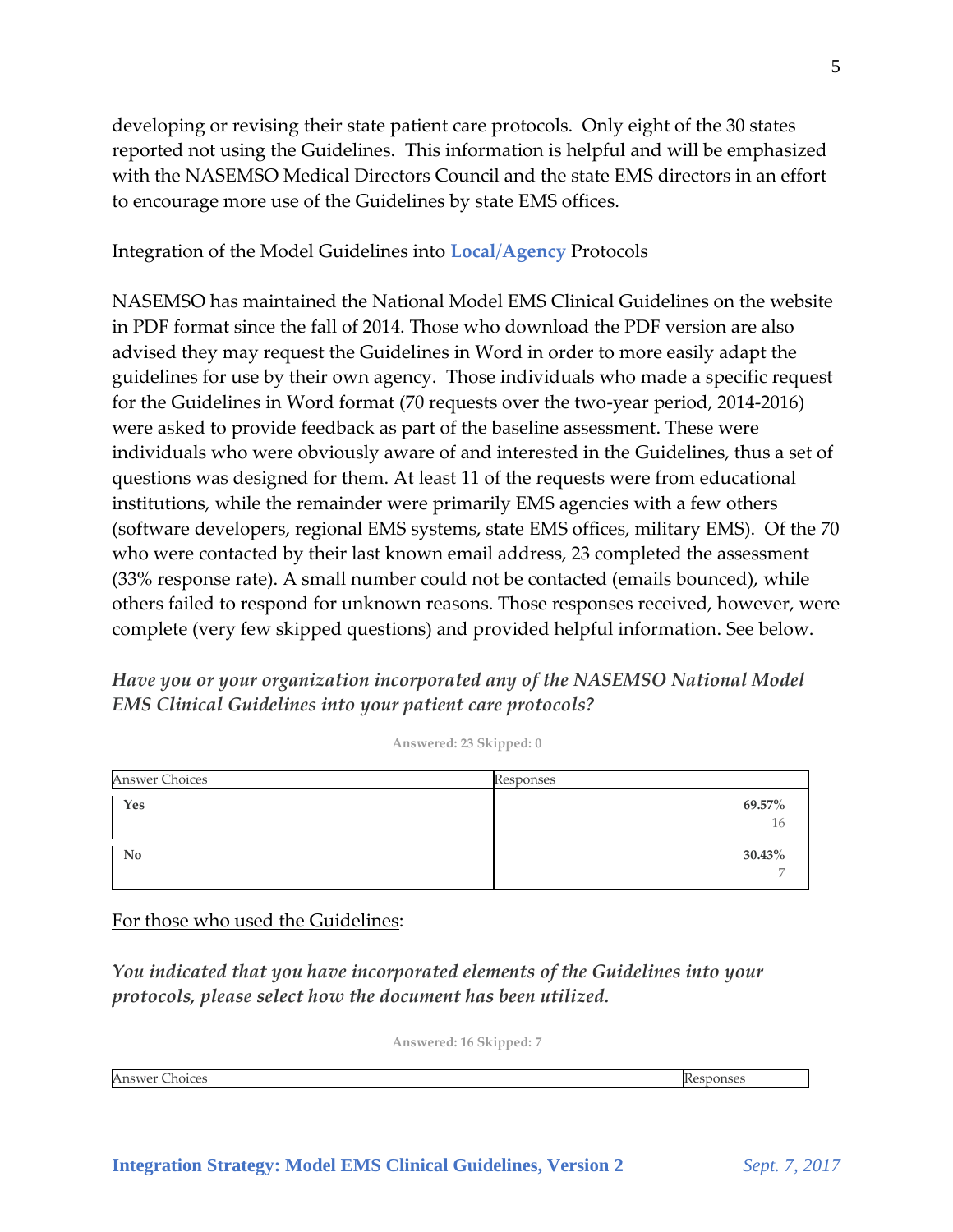developing or revising their state patient care protocols. Only eight of the 30 states reported not using the Guidelines. This information is helpful and will be emphasized with the NASEMSO Medical Directors Council and the state EMS directors in an effort to encourage more use of the Guidelines by state EMS offices.

Integration of the Model Guidelines into **Local/Agency** Protocols

NASEMSO has maintained the National Model EMS Clinical Guidelines on the website in PDF format since the fall of 2014. Those who download the PDF version are also advised they may request the Guidelines in Word in order to more easily adapt the guidelines for use by their own agency. Those individuals who made a specific request for the Guidelines in Word format (70 requests over the two-year period, 2014-2016) were asked to provide feedback as part of the baseline assessment. These were individuals who were obviously aware of and interested in the Guidelines, thus a set of questions was designed for them. At least 11 of the requests were from educational institutions, while the remainder were primarily EMS agencies with a few others (software developers, regional EMS systems, state EMS offices, military EMS). Of the 70 who were contacted by their last known email address, 23 completed the assessment (33% response rate). A small number could not be contacted (emails bounced), while others failed to respond for unknown reasons. Those responses received, however, were complete (very few skipped questions) and provided helpful information. See below.

***Have you or your organization incorporated any of the NASEMSO National Model EMS Clinical Guidelines into your patient care protocols?***

Answered: 23 Skipped: 0

| Answer Choices | Responses |
|---|---|
| **Yes** | **69.57%** 16 |
| **No** | **30.43%** 7 |

For those who used the Guidelines:

***You indicated that you have incorporated elements of the Guidelines into your protocols, please select how the document has been utilized.***

Answered: 16 Skipped: 7

| Answer Choices | Responses |
|---|---|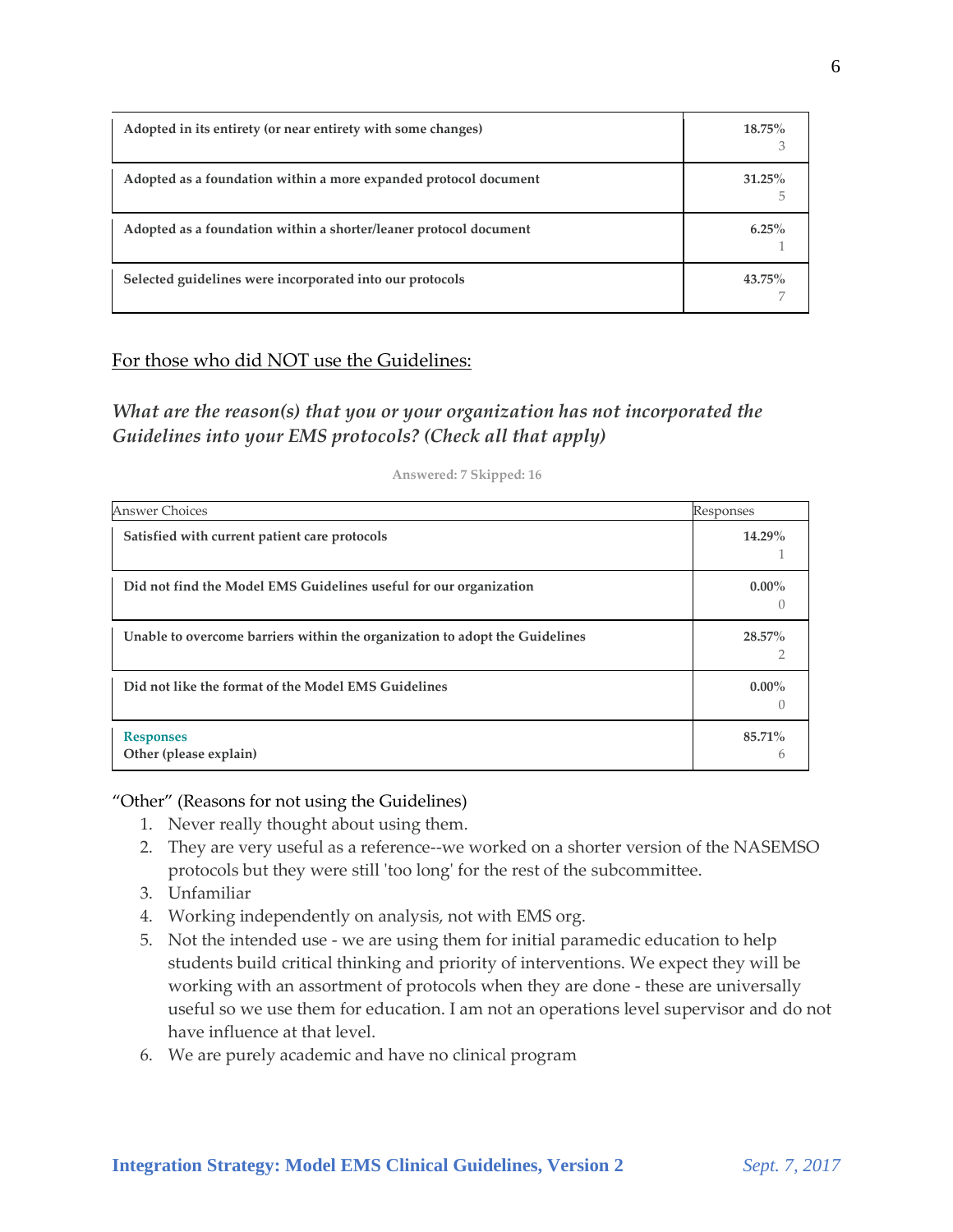| | |
|---|---|
| **Adopted in its entirety (or near entirety with some changes)** | **18.75%** 3 |
| **Adopted as a foundation within a more expanded protocol document** | **31.25%** 5 |
| **Adopted as a foundation within a shorter/leaner protocol document** | **6.25%** 1 |
| **Selected guidelines were incorporated into our protocols** | **43.75%** 7 |

For those who did NOT use the Guidelines:

### *What are the reason(s) that you or your organization has not incorporated the Guidelines into your EMS protocols? (Check all that apply)*

Answered: 7 Skipped: 16

| Answer Choices | Responses |
|---|---|
| **Satisfied with current patient care protocols** | **14.29%** 1 |
| **Did not find the Model EMS Guidelines useful for our organization** | **0.00%** 0 |
| **Unable to overcome barriers within the organization to adopt the Guidelines** | **28.57%** 2 |
| **Did not like the format of the Model EMS Guidelines** | **0.00%** 0 |
| **Responses** **Other (please explain)** | **85.71%** 6 |

"Other" (Reasons for not using the Guidelines)

1. Never really thought about using them.
2. They are very useful as a reference--we worked on a shorter version of the NASEMSO protocols but they were still 'too long' for the rest of the subcommittee.
3. Unfamiliar
4. Working independently on analysis, not with EMS org.
5. Not the intended use - we are using them for initial paramedic education to help students build critical thinking and priority of interventions. We expect they will be working with an assortment of protocols when they are done - these are universally useful so we use them for education. I am not an operations level supervisor and do not have influence at that level.
6. We are purely academic and have no clinical program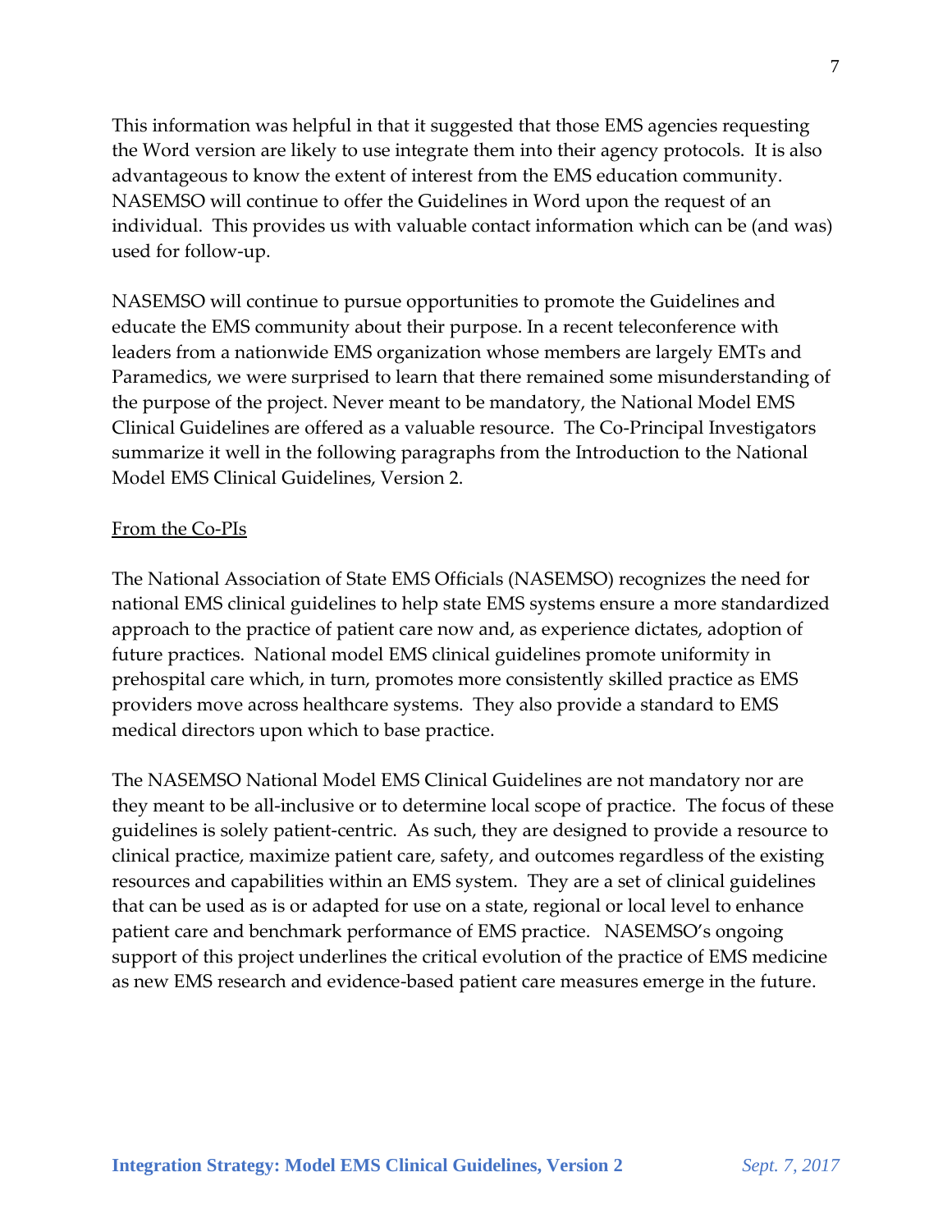This information was helpful in that it suggested that those EMS agencies requesting the Word version are likely to use integrate them into their agency protocols. It is also advantageous to know the extent of interest from the EMS education community. NASEMSO will continue to offer the Guidelines in Word upon the request of an individual. This provides us with valuable contact information which can be (and was) used for follow-up.

NASEMSO will continue to pursue opportunities to promote the Guidelines and educate the EMS community about their purpose. In a recent teleconference with leaders from a nationwide EMS organization whose members are largely EMTs and Paramedics, we were surprised to learn that there remained some misunderstanding of the purpose of the project. Never meant to be mandatory, the National Model EMS Clinical Guidelines are offered as a valuable resource. The Co-Principal Investigators summarize it well in the following paragraphs from the Introduction to the National Model EMS Clinical Guidelines, Version 2.

<u>From the Co-PIs</u>

The National Association of State EMS Officials (NASEMSO) recognizes the need for national EMS clinical guidelines to help state EMS systems ensure a more standardized approach to the practice of patient care now and, as experience dictates, adoption of future practices. National model EMS clinical guidelines promote uniformity in prehospital care which, in turn, promotes more consistently skilled practice as EMS providers move across healthcare systems. They also provide a standard to EMS medical directors upon which to base practice.

The NASEMSO National Model EMS Clinical Guidelines are not mandatory nor are they meant to be all-inclusive or to determine local scope of practice. The focus of these guidelines is solely patient-centric. As such, they are designed to provide a resource to clinical practice, maximize patient care, safety, and outcomes regardless of the existing resources and capabilities within an EMS system. They are a set of clinical guidelines that can be used as is or adapted for use on a state, regional or local level to enhance patient care and benchmark performance of EMS practice. NASEMSO's ongoing support of this project underlines the critical evolution of the practice of EMS medicine as new EMS research and evidence-based patient care measures emerge in the future.